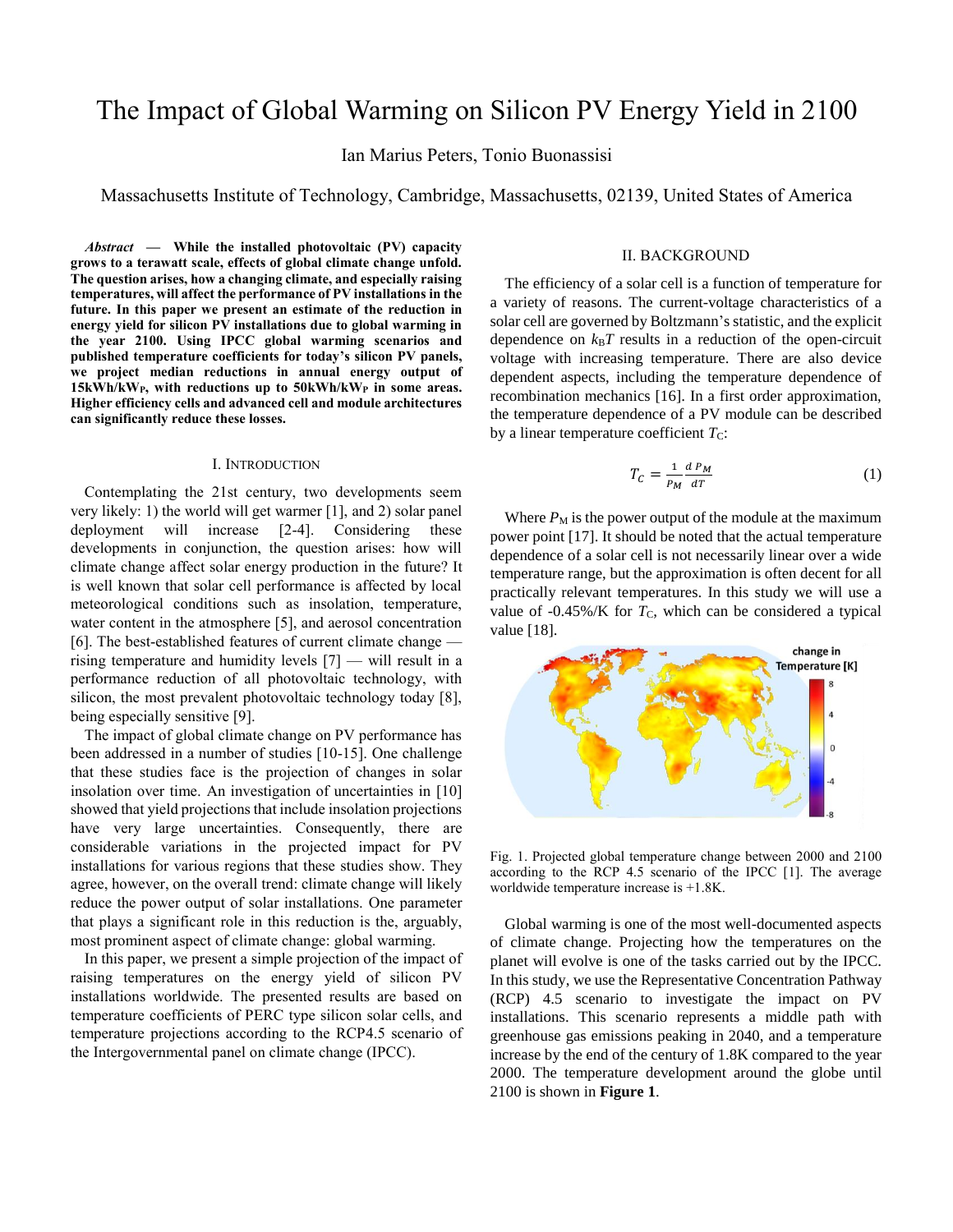# The Impact of Global Warming on Silicon PV Energy Yield in 2100

Ian Marius Peters, Tonio Buonassisi

Massachusetts Institute of Technology, Cambridge, Massachusetts, 02139, United States of America

***Abstract* — While the installed photovoltaic (PV) capacity grows to a terawatt scale, effects of global climate change unfold. The question arises, how a changing climate, and especially raising temperatures, will affect the performance of PV installations in the future. In this paper we present an estimate of the reduction in energy yield for silicon PV installations due to global warming in the year 2100. Using IPCC global warming scenarios and published temperature coefficients for today's silicon PV panels, we project median reductions in annual energy output of 15kWh/kW$_P$, with reductions up to 50kWh/kW$_P$ in some areas. Higher efficiency cells and advanced cell and module architectures can significantly reduce these losses.**

## I. Introduction

Contemplating the 21st century, two developments seem very likely: 1) the world will get warmer [1], and 2) solar panel deployment will increase [2-4]. Considering these developments in conjunction, the question arises: how will climate change affect solar energy production in the future? It is well known that solar cell performance is affected by local meteorological conditions such as insolation, temperature, water content in the atmosphere [5], and aerosol concentration [6]. The best-established features of current climate change — rising temperature and humidity levels [7] — will result in a performance reduction of all photovoltaic technology, with silicon, the most prevalent photovoltaic technology today [8], being especially sensitive [9].

The impact of global climate change on PV performance has been addressed in a number of studies [10-15]. One challenge that these studies face is the projection of changes in solar insolation over time. An investigation of uncertainties in [10] showed that yield projections that include insolation projections have very large uncertainties. Consequently, there are considerable variations in the projected impact for PV installations for various regions that these studies show. They agree, however, on the overall trend: climate change will likely reduce the power output of solar installations. One parameter that plays a significant role in this reduction is the, arguably, most prominent aspect of climate change: global warming.

In this paper, we present a simple projection of the impact of raising temperatures on the energy yield of silicon PV installations worldwide. The presented results are based on temperature coefficients of PERC type silicon solar cells, and temperature projections according to the RCP4.5 scenario of the Intergovernmental panel on climate change (IPCC).

## II. Background

The efficiency of a solar cell is a function of temperature for a variety of reasons. The current-voltage characteristics of a solar cell are governed by Boltzmann's statistic, and the explicit dependence on $k_BT$ results in a reduction of the open-circuit voltage with increasing temperature. There are also device dependent aspects, including the temperature dependence of recombination mechanics [16]. In a first order approximation, the temperature dependence of a PV module can be described by a linear temperature coefficient $T_C$:

$$T_C = \frac{1}{P_M}\frac{d\,P_M}{dT} \tag{1}$$

Where $P_M$ is the power output of the module at the maximum power point [17]. It should be noted that the actual temperature dependence of a solar cell is not necessarily linear over a wide temperature range, but the approximation is often decent for all practically relevant temperatures. In this study we will use a value of -0.45%/K for $T_C$, which can be considered a typical value [18].

Fig. 1. Projected global temperature change between 2000 and 2100 according to the RCP 4.5 scenario of the IPCC [1]. The average worldwide temperature increase is +1.8K.

Global warming is one of the most well-documented aspects of climate change. Projecting how the temperatures on the planet will evolve is one of the tasks carried out by the IPCC. In this study, we use the Representative Concentration Pathway (RCP) 4.5 scenario to investigate the impact on PV installations. This scenario represents a middle path with greenhouse gas emissions peaking in 2040, and a temperature increase by the end of the century of 1.8K compared to the year 2000. The temperature development around the globe until 2100 is shown in **Figure 1**.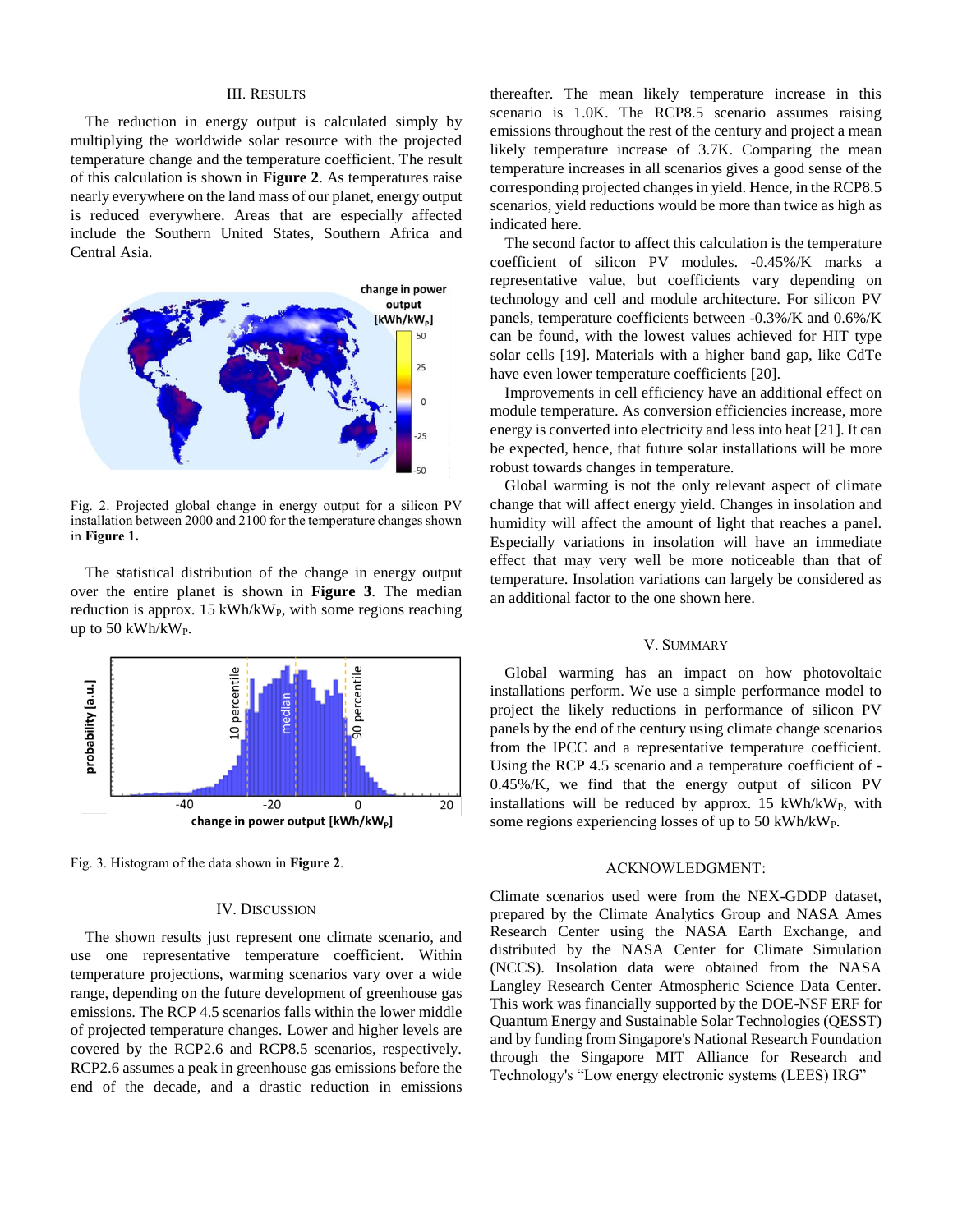## III. Results

The reduction in energy output is calculated simply by multiplying the worldwide solar resource with the projected temperature change and the temperature coefficient. The result of this calculation is shown in **Figure 2**. As temperatures raise nearly everywhere on the land mass of our planet, energy output is reduced everywhere. Areas that are especially affected include the Southern United States, Southern Africa and Central Asia.

Fig. 2. Projected global change in energy output for a silicon PV installation between 2000 and 2100 for the temperature changes shown in **Figure 1.**

The statistical distribution of the change in energy output over the entire planet is shown in **Figure 3**. The median reduction is approx. 15 $kWh/kW_P$, with some regions reaching up to 50 $kWh/kW_P$.

Fig. 3. Histogram of the data shown in **Figure 2**.

## IV. Discussion

The shown results just represent one climate scenario, and use one representative temperature coefficient. Within temperature projections, warming scenarios vary over a wide range, depending on the future development of greenhouse gas emissions. The RCP 4.5 scenarios falls within the lower middle of projected temperature changes. Lower and higher levels are covered by the RCP2.6 and RCP8.5 scenarios, respectively. RCP2.6 assumes a peak in greenhouse gas emissions before the end of the decade, and a drastic reduction in emissions thereafter. The mean likely temperature increase in this scenario is 1.0K. The RCP8.5 scenario assumes raising emissions throughout the rest of the century and project a mean likely temperature increase of 3.7K. Comparing the mean temperature increases in all scenarios gives a good sense of the corresponding projected changes in yield. Hence, in the RCP8.5 scenarios, yield reductions would be more than twice as high as indicated here.

The second factor to affect this calculation is the temperature coefficient of silicon PV modules. -0.45%/K marks a representative value, but coefficients vary depending on technology and cell and module architecture. For silicon PV panels, temperature coefficients between -0.3%/K and 0.6%/K can be found, with the lowest values achieved for HIT type solar cells [19]. Materials with a higher band gap, like CdTe have even lower temperature coefficients [20].

Improvements in cell efficiency have an additional effect on module temperature. As conversion efficiencies increase, more energy is converted into electricity and less into heat [21]. It can be expected, hence, that future solar installations will be more robust towards changes in temperature.

Global warming is not the only relevant aspect of climate change that will affect energy yield. Changes in insolation and humidity will affect the amount of light that reaches a panel. Especially variations in insolation will have an immediate effect that may very well be more noticeable than that of temperature. Insolation variations can largely be considered as an additional factor to the one shown here.

## V. Summary

Global warming has an impact on how photovoltaic installations perform. We use a simple performance model to project the likely reductions in performance of silicon PV panels by the end of the century using climate change scenarios from the IPCC and a representative temperature coefficient. Using the RCP 4.5 scenario and a temperature coefficient of -0.45%/K, we find that the energy output of silicon PV installations will be reduced by approx. 15 $kWh/kW_P$, with some regions experiencing losses of up to 50 $kWh/kW_P$.

## Acknowledgment:

Climate scenarios used were from the NEX-GDDP dataset, prepared by the Climate Analytics Group and NASA Ames Research Center using the NASA Earth Exchange, and distributed by the NASA Center for Climate Simulation (NCCS). Insolation data were obtained from the NASA Langley Research Center Atmospheric Science Data Center. This work was financially supported by the DOE-NSF ERF for Quantum Energy and Sustainable Solar Technologies (QESST) and by funding from Singapore's National Research Foundation through the Singapore MIT Alliance for Research and Technology's "Low energy electronic systems (LEES) IRG"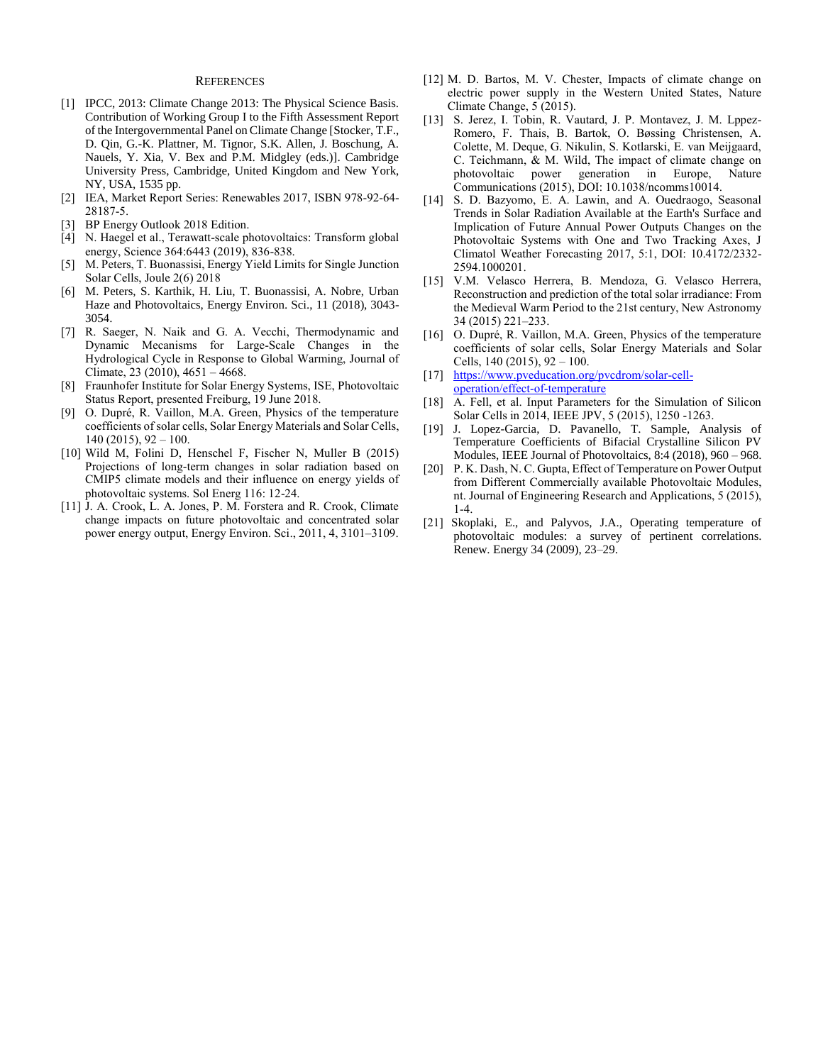## References

[1] IPCC, 2013: Climate Change 2013: The Physical Science Basis. Contribution of Working Group I to the Fifth Assessment Report of the Intergovernmental Panel on Climate Change [Stocker, T.F., D. Qin, G.-K. Plattner, M. Tignor, S.K. Allen, J. Boschung, A. Nauels, Y. Xia, V. Bex and P.M. Midgley (eds.)]. Cambridge University Press, Cambridge, United Kingdom and New York, NY, USA, 1535 pp.

[2] IEA, Market Report Series: Renewables 2017, ISBN 978-92-64-28187-5.

[3] BP Energy Outlook 2018 Edition.

[4] N. Haegel et al., Terawatt-scale photovoltaics: Transform global energy, Science 364:6443 (2019), 836-838.

[5] M. Peters, T. Buonassisi, Energy Yield Limits for Single Junction Solar Cells, Joule 2(6) 2018

[6] M. Peters, S. Karthik, H. Liu, T. Buonassisi, A. Nobre, Urban Haze and Photovoltaics, Energy Environ. Sci., 11 (2018), 3043-3054.

[7] R. Saeger, N. Naik and G. A. Vecchi, Thermodynamic and Dynamic Mecanisms for Large-Scale Changes in the Hydrological Cycle in Response to Global Warming, Journal of Climate, 23 (2010), 4651 – 4668.

[8] Fraunhofer Institute for Solar Energy Systems, ISE, Photovoltaic Status Report, presented Freiburg, 19 June 2018.

[9] O. Dupré, R. Vaillon, M.A. Green, Physics of the temperature coefficients of solar cells, Solar Energy Materials and Solar Cells, 140 (2015), 92 – 100.

[10] Wild M, Folini D, Henschel F, Fischer N, Muller B (2015) Projections of long-term changes in solar radiation based on CMIP5 climate models and their influence on energy yields of photovoltaic systems. Sol Energ 116: 12-24.

[11] J. A. Crook, L. A. Jones, P. M. Forstera and R. Crook, Climate change impacts on future photovoltaic and concentrated solar power energy output, Energy Environ. Sci., 2011, 4, 3101–3109.

[12] M. D. Bartos, M. V. Chester, Impacts of climate change on electric power supply in the Western United States, Nature Climate Change, 5 (2015).

[13] S. Jerez, I. Tobin, R. Vautard, J. P. Montavez, J. M. Lppez-Romero, F. Thais, B. Bartok, O. Bøssing Christensen, A. Colette, M. Deque, G. Nikulin, S. Kotlarski, E. van Meijgaard, C. Teichmann, & M. Wild, The impact of climate change on photovoltaic power generation in Europe, Nature Communications (2015), DOI: 10.1038/ncomms10014.

[14] S. D. Bazyomo, E. A. Lawin, and A. Ouedraogo, Seasonal Trends in Solar Radiation Available at the Earth's Surface and Implication of Future Annual Power Outputs Changes on the Photovoltaic Systems with One and Two Tracking Axes, J Climatol Weather Forecasting 2017, 5:1, DOI: 10.4172/2332-2594.1000201.

[15] V.M. Velasco Herrera, B. Mendoza, G. Velasco Herrera, Reconstruction and prediction of the total solar irradiance: From the Medieval Warm Period to the 21st century, New Astronomy 34 (2015) 221–233.

[16] O. Dupré, R. Vaillon, M.A. Green, Physics of the temperature coefficients of solar cells, Solar Energy Materials and Solar Cells, 140 (2015), 92 – 100.

[17] https://www.pveducation.org/pvcdrom/solar-cell-operation/effect-of-temperature

[18] A. Fell, et al. Input Parameters for the Simulation of Silicon Solar Cells in 2014, IEEE JPV, 5 (2015), 1250 -1263.

[19] J. Lopez-Garcia, D. Pavanello, T. Sample, Analysis of Temperature Coefficients of Bifacial Crystalline Silicon PV Modules, IEEE Journal of Photovoltaics, 8:4 (2018), 960 – 968.

[20] P. K. Dash, N. C. Gupta, Effect of Temperature on Power Output from Different Commercially available Photovoltaic Modules, nt. Journal of Engineering Research and Applications, 5 (2015), 1-4.

[21] Skoplaki, E., and Palyvos, J.A., Operating temperature of photovoltaic modules: a survey of pertinent correlations. Renew. Energy 34 (2009), 23–29.